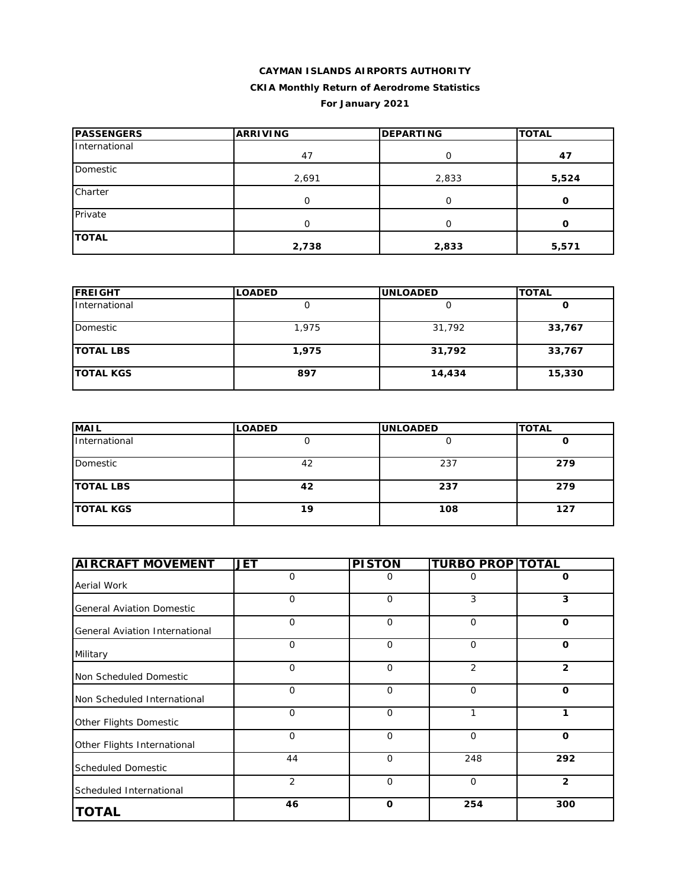**CAYMAN ISLANDS AIRPORTS AUTHORITY**

**CKIA Monthly Return of Aerodrome Statistics**

**For January 2021**

| PASSENGERS | ARRIVING | DEPARTING | TOTAL |
|---|---|---|---|
| International | 47 | 0 | **47** |
| Domestic | 2,691 | 2,833 | **5,524** |
| Charter | 0 | 0 | **0** |
| Private | 0 | 0 | **0** |
| **TOTAL** | **2,738** | **2,833** | **5,571** |

| FREIGHT | LOADED | UNLOADED | TOTAL |
|---|---|---|---|
| International | 0 | 0 | **0** |
| Domestic | 1,975 | 31,792 | **33,767** |
| **TOTAL LBS** | **1,975** | **31,792** | **33,767** |
| **TOTAL KGS** | **897** | **14,434** | **15,330** |

| MAIL | LOADED | UNLOADED | TOTAL |
|---|---|---|---|
| International | 0 | 0 | **0** |
| Domestic | 42 | 237 | **279** |
| **TOTAL LBS** | **42** | **237** | **279** |
| **TOTAL KGS** | **19** | **108** | **127** |

| AIRCRAFT MOVEMENT | JET | PISTON | TURBO PROP | TOTAL |
|---|---|---|---|---|
| Aerial Work | 0 | 0 | 0 | **0** |
| General Aviation Domestic | 0 | 0 | 3 | **3** |
| General Aviation International | 0 | 0 | 0 | **0** |
| Military | 0 | 0 | 0 | **0** |
| Non Scheduled Domestic | 0 | 0 | 2 | **2** |
| Non Scheduled International | 0 | 0 | 0 | **0** |
| Other Flights Domestic | 0 | 0 | 1 | **1** |
| Other Flights International | 0 | 0 | 0 | **0** |
| Scheduled Domestic | 44 | 0 | 248 | **292** |
| Scheduled International | 2 | 0 | 0 | **2** |
| **TOTAL** | **46** | **0** | **254** | **300** |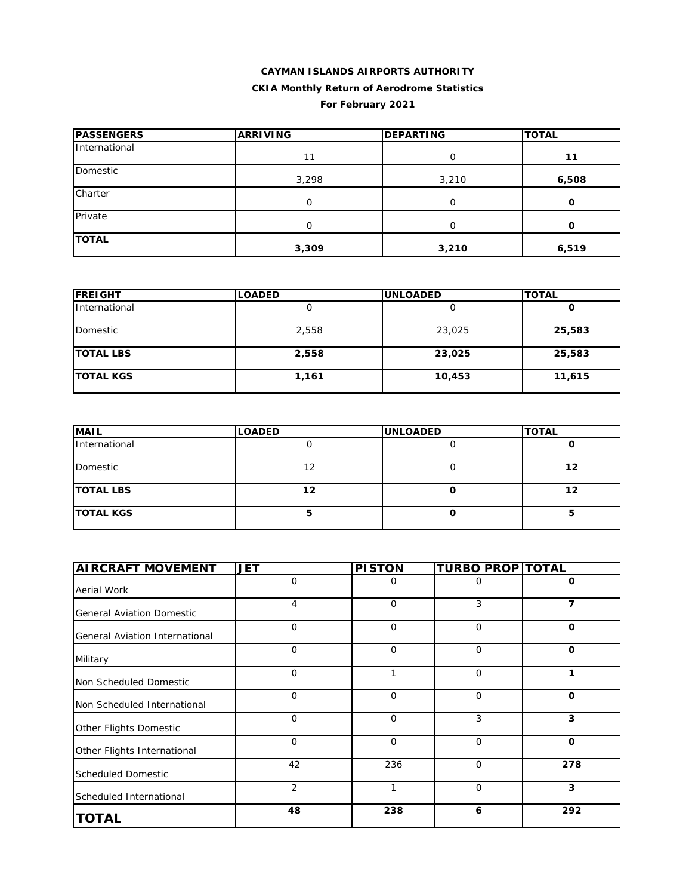**CAYMAN ISLANDS AIRPORTS AUTHORITY**

**CKIA Monthly Return of Aerodrome Statistics**

**For February 2021**

| PASSENGERS | ARRIVING | DEPARTING | TOTAL |
|---|---|---|---|
| International | 11 | 0 | **11** |
| Domestic | 3,298 | 3,210 | **6,508** |
| Charter | 0 | 0 | **0** |
| Private | 0 | 0 | **0** |
| **TOTAL** | **3,309** | **3,210** | **6,519** |

| FREIGHT | LOADED | UNLOADED | TOTAL |
|---|---|---|---|
| International | 0 | 0 | **0** |
| Domestic | 2,558 | 23,025 | **25,583** |
| **TOTAL LBS** | **2,558** | **23,025** | **25,583** |
| **TOTAL KGS** | **1,161** | **10,453** | **11,615** |

| MAIL | LOADED | UNLOADED | TOTAL |
|---|---|---|---|
| International | 0 | 0 | **0** |
| Domestic | 12 | 0 | **12** |
| **TOTAL LBS** | **12** | **0** | **12** |
| **TOTAL KGS** | **5** | **0** | **5** |

| AIRCRAFT MOVEMENT | JET | PISTON | TURBO PROP | TOTAL |
|---|---|---|---|---|
| Aerial Work | 0 | 0 | 0 | **0** |
| General Aviation Domestic | 4 | 0 | 3 | **7** |
| General Aviation International | 0 | 0 | 0 | **0** |
| Military | 0 | 0 | 0 | **0** |
| Non Scheduled Domestic | 0 | 1 | 0 | **1** |
| Non Scheduled International | 0 | 0 | 0 | **0** |
| Other Flights Domestic | 0 | 0 | 3 | **3** |
| Other Flights International | 0 | 0 | 0 | **0** |
| Scheduled Domestic | 42 | 236 | 0 | **278** |
| Scheduled International | 2 | 1 | 0 | **3** |
| **TOTAL** | **48** | **238** | **6** | **292** |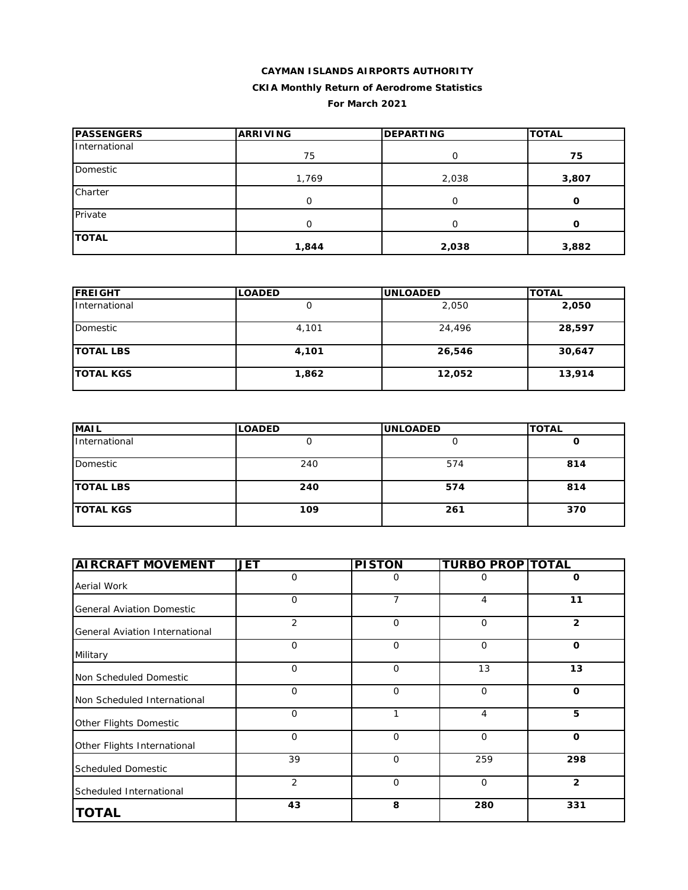**CAYMAN ISLANDS AIRPORTS AUTHORITY**

**CKIA Monthly Return of Aerodrome Statistics**

**For March 2021**

| PASSENGERS | ARRIVING | DEPARTING | TOTAL |
|---|---|---|---|
| International | 75 | 0 | **75** |
| Domestic | 1,769 | 2,038 | **3,807** |
| Charter | 0 | 0 | **0** |
| Private | 0 | 0 | **0** |
| **TOTAL** | **1,844** | **2,038** | **3,882** |

| FREIGHT | LOADED | UNLOADED | TOTAL |
|---|---|---|---|
| International | 0 | 2,050 | **2,050** |
| Domestic | 4,101 | 24,496 | **28,597** |
| **TOTAL LBS** | **4,101** | **26,546** | **30,647** |
| **TOTAL KGS** | **1,862** | **12,052** | **13,914** |

| MAIL | LOADED | UNLOADED | TOTAL |
|---|---|---|---|
| International | 0 | 0 | **0** |
| Domestic | 240 | 574 | **814** |
| **TOTAL LBS** | **240** | **574** | **814** |
| **TOTAL KGS** | **109** | **261** | **370** |

| AIRCRAFT MOVEMENT | JET | PISTON | TURBO PROP | TOTAL |
|---|---|---|---|---|
| Aerial Work | 0 | 0 | 0 | **0** |
| General Aviation Domestic | 0 | 7 | 4 | **11** |
| General Aviation International | 2 | 0 | 0 | **2** |
| Military | 0 | 0 | 0 | **0** |
| Non Scheduled Domestic | 0 | 0 | 13 | **13** |
| Non Scheduled International | 0 | 0 | 0 | **0** |
| Other Flights Domestic | 0 | 1 | 4 | **5** |
| Other Flights International | 0 | 0 | 0 | **0** |
| Scheduled Domestic | 39 | 0 | 259 | **298** |
| Scheduled International | 2 | 0 | 0 | **2** |
| **TOTAL** | **43** | **8** | **280** | **331** |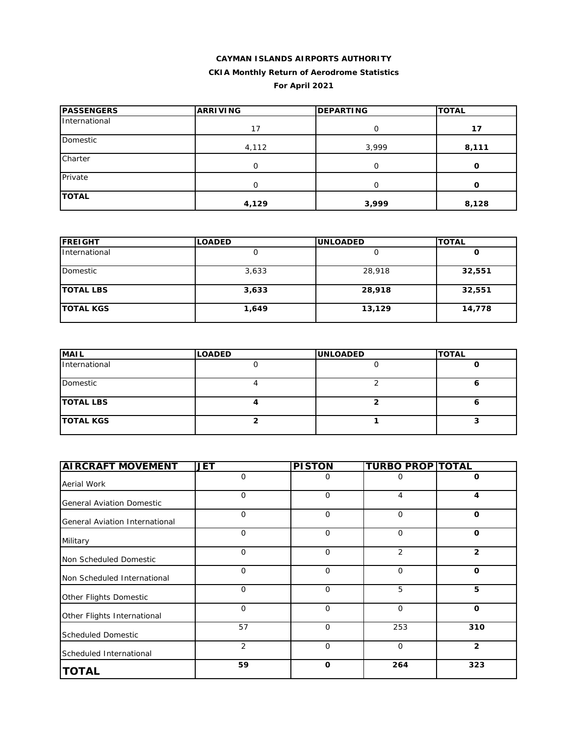**CAYMAN ISLANDS AIRPORTS AUTHORITY**

**CKIA Monthly Return of Aerodrome Statistics**

**For April 2021**

| PASSENGERS | ARRIVING | DEPARTING | TOTAL |
|---|---|---|---|
| International | 17 | 0 | **17** |
| Domestic | 4,112 | 3,999 | **8,111** |
| Charter | 0 | 0 | **0** |
| Private | 0 | 0 | **0** |
| **TOTAL** | **4,129** | **3,999** | **8,128** |

| FREIGHT | LOADED | UNLOADED | TOTAL |
|---|---|---|---|
| International | 0 | 0 | **0** |
| Domestic | 3,633 | 28,918 | **32,551** |
| **TOTAL LBS** | **3,633** | **28,918** | **32,551** |
| **TOTAL KGS** | **1,649** | **13,129** | **14,778** |

| MAIL | LOADED | UNLOADED | TOTAL |
|---|---|---|---|
| International | 0 | 0 | **0** |
| Domestic | 4 | 2 | **6** |
| **TOTAL LBS** | **4** | **2** | **6** |
| **TOTAL KGS** | **2** | **1** | **3** |

| AIRCRAFT MOVEMENT | JET | PISTON | TURBO PROP | TOTAL |
|---|---|---|---|---|
| Aerial Work | 0 | 0 | 0 | **0** |
| General Aviation Domestic | 0 | 0 | 4 | **4** |
| General Aviation International | 0 | 0 | 0 | **0** |
| Military | 0 | 0 | 0 | **0** |
| Non Scheduled Domestic | 0 | 0 | 2 | **2** |
| Non Scheduled International | 0 | 0 | 0 | **0** |
| Other Flights Domestic | 0 | 0 | 5 | **5** |
| Other Flights International | 0 | 0 | 0 | **0** |
| Scheduled Domestic | 57 | 0 | 253 | **310** |
| Scheduled International | 2 | 0 | 0 | **2** |
| **TOTAL** | **59** | **0** | **264** | **323** |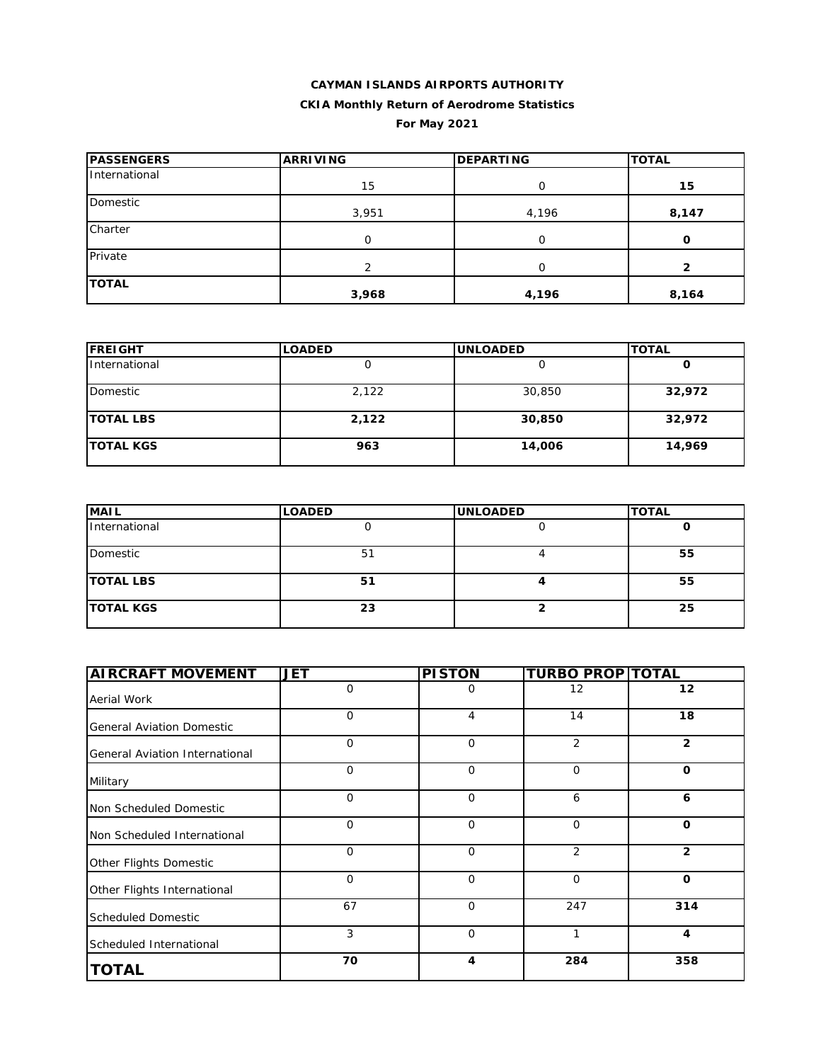**CAYMAN ISLANDS AIRPORTS AUTHORITY**

**CKIA Monthly Return of Aerodrome Statistics**

**For May 2021**

| PASSENGERS | ARRIVING | DEPARTING | TOTAL |
|---|---|---|---|
| International | 15 | 0 | **15** |
| Domestic | 3,951 | 4,196 | **8,147** |
| Charter | 0 | 0 | **0** |
| Private | 2 | 0 | **2** |
| **TOTAL** | **3,968** | **4,196** | **8,164** |

| FREIGHT | LOADED | UNLOADED | TOTAL |
|---|---|---|---|
| International | 0 | 0 | **0** |
| Domestic | 2,122 | 30,850 | **32,972** |
| **TOTAL LBS** | **2,122** | **30,850** | **32,972** |
| **TOTAL KGS** | **963** | **14,006** | **14,969** |

| MAIL | LOADED | UNLOADED | TOTAL |
|---|---|---|---|
| International | 0 | 0 | **0** |
| Domestic | 51 | 4 | **55** |
| **TOTAL LBS** | **51** | **4** | **55** |
| **TOTAL KGS** | **23** | **2** | **25** |

| AIRCRAFT MOVEMENT | JET | PISTON | TURBO PROP | TOTAL |
|---|---|---|---|---|
| Aerial Work | 0 | 0 | 12 | **12** |
| General Aviation Domestic | 0 | 4 | 14 | **18** |
| General Aviation International | 0 | 0 | 2 | **2** |
| Military | 0 | 0 | 0 | **0** |
| Non Scheduled Domestic | 0 | 0 | 6 | **6** |
| Non Scheduled International | 0 | 0 | 0 | **0** |
| Other Flights Domestic | 0 | 0 | 2 | **2** |
| Other Flights International | 0 | 0 | 0 | **0** |
| Scheduled Domestic | 67 | 0 | 247 | **314** |
| Scheduled International | 3 | 0 | 1 | **4** |
| **TOTAL** | **70** | **4** | **284** | **358** |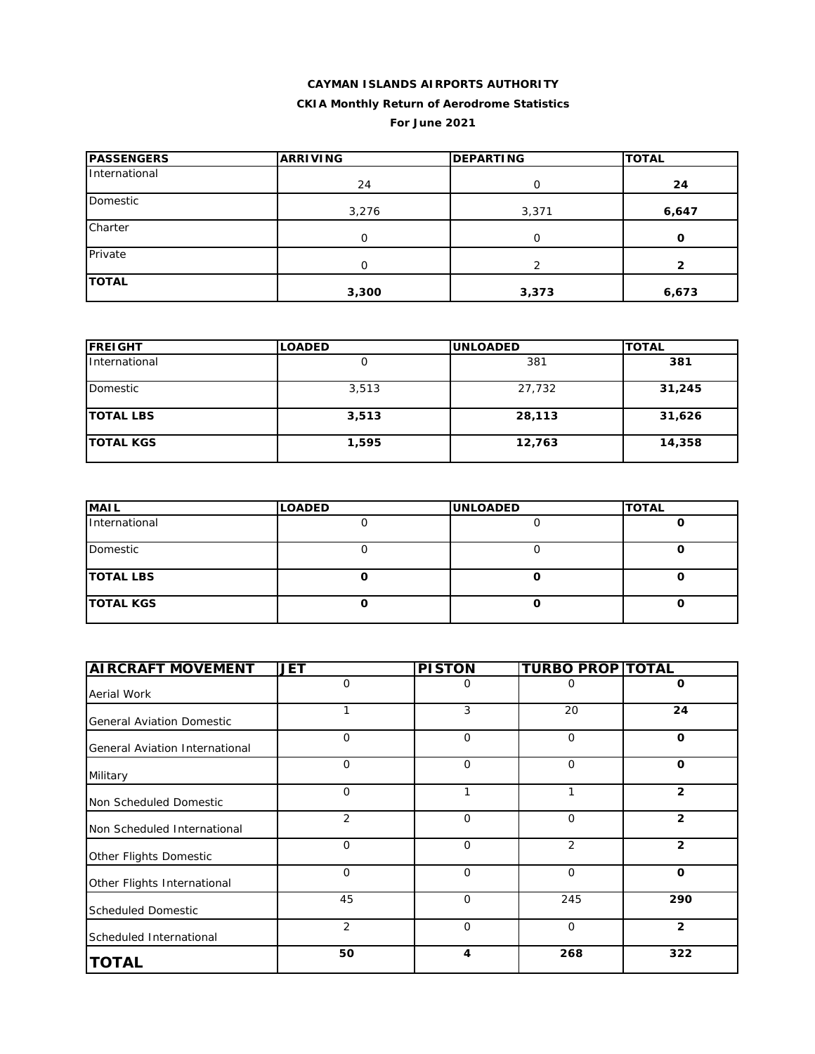**CAYMAN ISLANDS AIRPORTS AUTHORITY**

**CKIA Monthly Return of Aerodrome Statistics**

**For June 2021**

| PASSENGERS | ARRIVING | DEPARTING | TOTAL |
|---|---|---|---|
| International | 24 | 0 | **24** |
| Domestic | 3,276 | 3,371 | **6,647** |
| Charter | 0 | 0 | **0** |
| Private | 0 | 2 | **2** |
| **TOTAL** | **3,300** | **3,373** | **6,673** |

| FREIGHT | LOADED | UNLOADED | TOTAL |
|---|---|---|---|
| International | 0 | 381 | **381** |
| Domestic | 3,513 | 27,732 | **31,245** |
| **TOTAL LBS** | **3,513** | **28,113** | **31,626** |
| **TOTAL KGS** | **1,595** | **12,763** | **14,358** |

| MAIL | LOADED | UNLOADED | TOTAL |
|---|---|---|---|
| International | 0 | 0 | **0** |
| Domestic | 0 | 0 | **0** |
| **TOTAL LBS** | **0** | **0** | **0** |
| **TOTAL KGS** | **0** | **0** | **0** |

| AIRCRAFT MOVEMENT | JET | PISTON | TURBO PROP | TOTAL |
|---|---|---|---|---|
| Aerial Work | 0 | 0 | 0 | **0** |
| General Aviation Domestic | 1 | 3 | 20 | **24** |
| General Aviation International | 0 | 0 | 0 | **0** |
| Military | 0 | 0 | 0 | **0** |
| Non Scheduled Domestic | 0 | 1 | 1 | **2** |
| Non Scheduled International | 2 | 0 | 0 | **2** |
| Other Flights Domestic | 0 | 0 | 2 | **2** |
| Other Flights International | 0 | 0 | 0 | **0** |
| Scheduled Domestic | 45 | 0 | 245 | **290** |
| Scheduled International | 2 | 0 | 0 | **2** |
| **TOTAL** | **50** | **4** | **268** | **322** |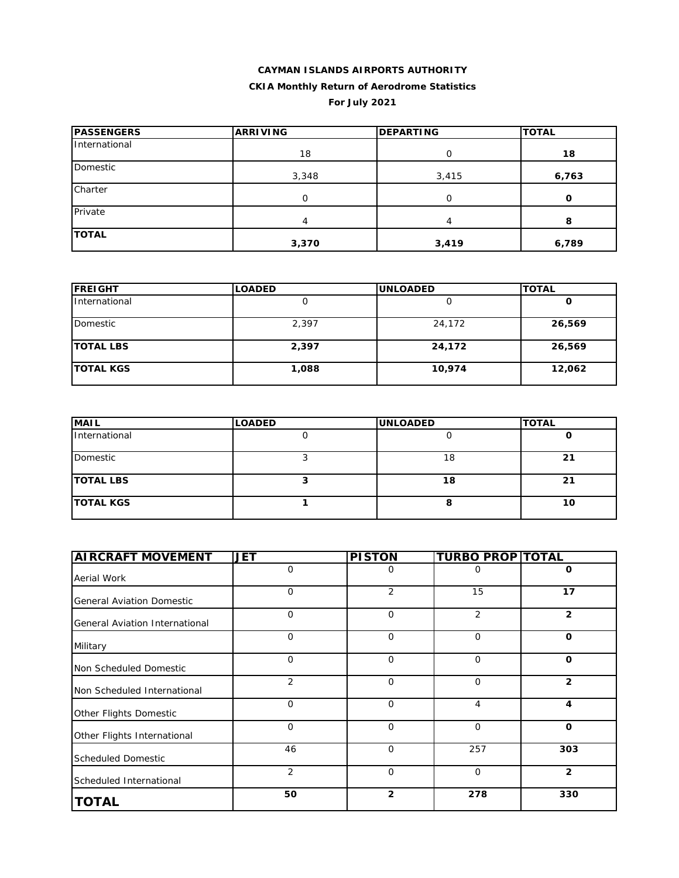**CAYMAN ISLANDS AIRPORTS AUTHORITY**

**CKIA Monthly Return of Aerodrome Statistics**

**For July 2021**

| PASSENGERS | ARRIVING | DEPARTING | TOTAL |
|---|---|---|---|
| International | 18 | 0 | **18** |
| Domestic | 3,348 | 3,415 | **6,763** |
| Charter | 0 | 0 | **0** |
| Private | 4 | 4 | **8** |
| **TOTAL** | **3,370** | **3,419** | **6,789** |

| FREIGHT | LOADED | UNLOADED | TOTAL |
|---|---|---|---|
| International | 0 | 0 | **0** |
| Domestic | 2,397 | 24,172 | **26,569** |
| **TOTAL LBS** | **2,397** | **24,172** | **26,569** |
| **TOTAL KGS** | **1,088** | **10,974** | **12,062** |

| MAIL | LOADED | UNLOADED | TOTAL |
|---|---|---|---|
| International | 0 | 0 | **0** |
| Domestic | 3 | 18 | **21** |
| **TOTAL LBS** | **3** | **18** | **21** |
| **TOTAL KGS** | **1** | **8** | **10** |

| AIRCRAFT MOVEMENT | JET | PISTON | TURBO PROP | TOTAL |
|---|---|---|---|---|
| Aerial Work | 0 | 0 | 0 | **0** |
| General Aviation Domestic | 0 | 2 | 15 | **17** |
| General Aviation International | 0 | 0 | 2 | **2** |
| Military | 0 | 0 | 0 | **0** |
| Non Scheduled Domestic | 0 | 0 | 0 | **0** |
| Non Scheduled International | 2 | 0 | 0 | **2** |
| Other Flights Domestic | 0 | 0 | 4 | **4** |
| Other Flights International | 0 | 0 | 0 | **0** |
| Scheduled Domestic | 46 | 0 | 257 | **303** |
| Scheduled International | 2 | 0 | 0 | **2** |
| **TOTAL** | **50** | **2** | **278** | **330** |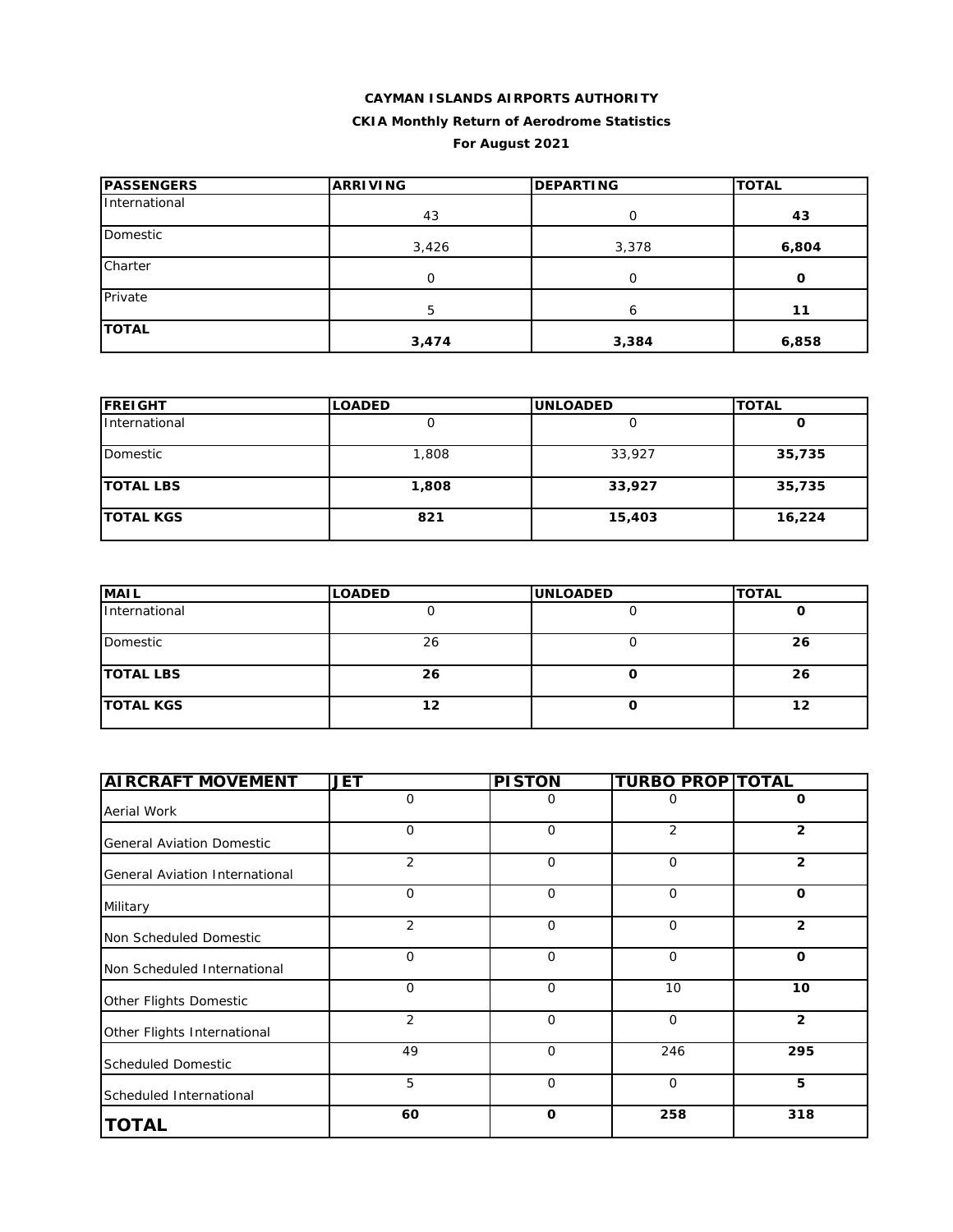**CAYMAN ISLANDS AIRPORTS AUTHORITY**

**CKIA Monthly Return of Aerodrome Statistics**

**For August 2021**

| PASSENGERS | ARRIVING | DEPARTING | TOTAL |
|---|---|---|---|
| International | 43 | 0 | **43** |
| Domestic | 3,426 | 3,378 | **6,804** |
| Charter | 0 | 0 | **0** |
| Private | 5 | 6 | **11** |
| **TOTAL** | **3,474** | **3,384** | **6,858** |

| FREIGHT | LOADED | UNLOADED | TOTAL |
|---|---|---|---|
| International | 0 | 0 | **0** |
| Domestic | 1,808 | 33,927 | **35,735** |
| **TOTAL LBS** | **1,808** | **33,927** | **35,735** |
| **TOTAL KGS** | **821** | **15,403** | **16,224** |

| MAIL | LOADED | UNLOADED | TOTAL |
|---|---|---|---|
| International | 0 | 0 | **0** |
| Domestic | 26 | 0 | **26** |
| **TOTAL LBS** | **26** | **0** | **26** |
| **TOTAL KGS** | **12** | **0** | **12** |

| AIRCRAFT MOVEMENT | JET | PISTON | TURBO PROP | TOTAL |
|---|---|---|---|---|
| Aerial Work | 0 | 0 | 0 | **0** |
| General Aviation Domestic | 0 | 0 | 2 | **2** |
| General Aviation International | 2 | 0 | 0 | **2** |
| Military | 0 | 0 | 0 | **0** |
| Non Scheduled Domestic | 2 | 0 | 0 | **2** |
| Non Scheduled International | 0 | 0 | 0 | **0** |
| Other Flights Domestic | 0 | 0 | 10 | **10** |
| Other Flights International | 2 | 0 | 0 | **2** |
| Scheduled Domestic | 49 | 0 | 246 | **295** |
| Scheduled International | 5 | 0 | 0 | **5** |
| **TOTAL** | **60** | **0** | **258** | **318** |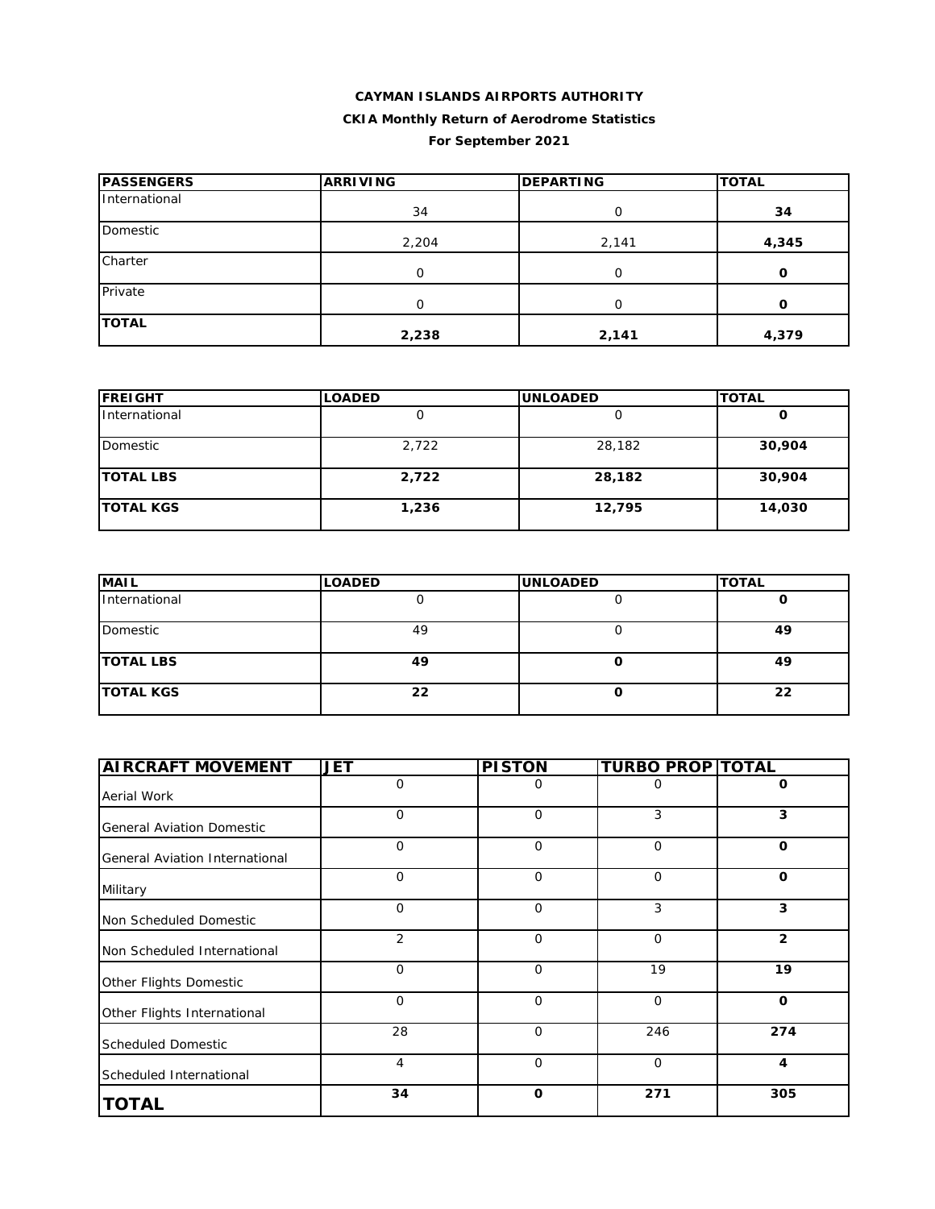**CAYMAN ISLANDS AIRPORTS AUTHORITY**

**CKIA Monthly Return of Aerodrome Statistics**

**For September 2021**

| PASSENGERS | ARRIVING | DEPARTING | TOTAL |
|---|---|---|---|
| International | 34 | 0 | **34** |
| Domestic | 2,204 | 2,141 | **4,345** |
| Charter | 0 | 0 | **0** |
| Private | 0 | 0 | **0** |
| **TOTAL** | **2,238** | **2,141** | **4,379** |

| FREIGHT | LOADED | UNLOADED | TOTAL |
|---|---|---|---|
| International | 0 | 0 | **0** |
| Domestic | 2,722 | 28,182 | **30,904** |
| **TOTAL LBS** | **2,722** | **28,182** | **30,904** |
| **TOTAL KGS** | **1,236** | **12,795** | **14,030** |

| MAIL | LOADED | UNLOADED | TOTAL |
|---|---|---|---|
| International | 0 | 0 | **0** |
| Domestic | 49 | 0 | **49** |
| **TOTAL LBS** | **49** | **0** | **49** |
| **TOTAL KGS** | **22** | **0** | **22** |

| AIRCRAFT MOVEMENT | JET | PISTON | TURBO PROP | TOTAL |
|---|---|---|---|---|
| Aerial Work | 0 | 0 | 0 | **0** |
| General Aviation Domestic | 0 | 0 | 3 | **3** |
| General Aviation International | 0 | 0 | 0 | **0** |
| Military | 0 | 0 | 0 | **0** |
| Non Scheduled Domestic | 0 | 0 | 3 | **3** |
| Non Scheduled International | 2 | 0 | 0 | **2** |
| Other Flights Domestic | 0 | 0 | 19 | **19** |
| Other Flights International | 0 | 0 | 0 | **0** |
| Scheduled Domestic | 28 | 0 | 246 | **274** |
| Scheduled International | 4 | 0 | 0 | **4** |
| **TOTAL** | **34** | **0** | **271** | **305** |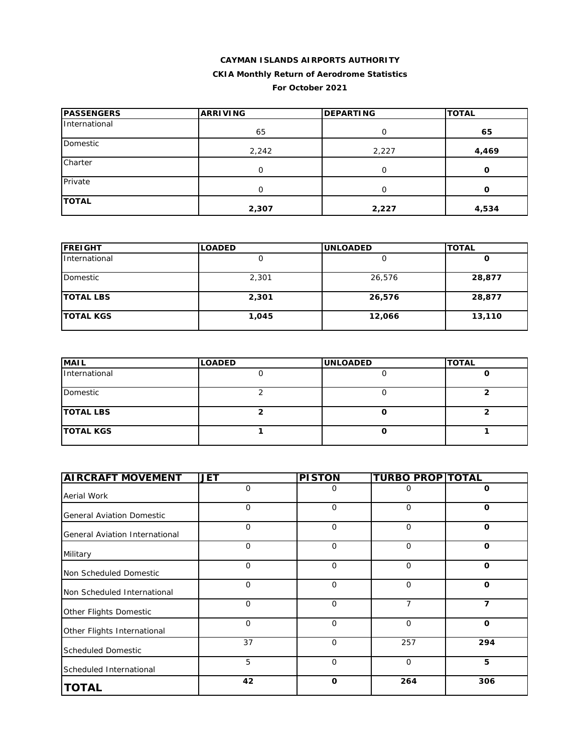**CAYMAN ISLANDS AIRPORTS AUTHORITY**

**CKIA Monthly Return of Aerodrome Statistics**

**For October 2021**

| PASSENGERS | ARRIVING | DEPARTING | TOTAL |
|---|---|---|---|
| International | 65 | 0 | **65** |
| Domestic | 2,242 | 2,227 | **4,469** |
| Charter | 0 | 0 | **0** |
| Private | 0 | 0 | **0** |
| **TOTAL** | **2,307** | **2,227** | **4,534** |

| FREIGHT | LOADED | UNLOADED | TOTAL |
|---|---|---|---|
| International | 0 | 0 | **0** |
| Domestic | 2,301 | 26,576 | **28,877** |
| **TOTAL LBS** | **2,301** | **26,576** | **28,877** |
| **TOTAL KGS** | **1,045** | **12,066** | **13,110** |

| MAIL | LOADED | UNLOADED | TOTAL |
|---|---|---|---|
| International | 0 | 0 | **0** |
| Domestic | 2 | 0 | **2** |
| **TOTAL LBS** | **2** | **0** | **2** |
| **TOTAL KGS** | **1** | **0** | **1** |

| AIRCRAFT MOVEMENT | JET | PISTON | TURBO PROP | TOTAL |
|---|---|---|---|---|
| Aerial Work | 0 | 0 | 0 | **0** |
| General Aviation Domestic | 0 | 0 | 0 | **0** |
| General Aviation International | 0 | 0 | 0 | **0** |
| Military | 0 | 0 | 0 | **0** |
| Non Scheduled Domestic | 0 | 0 | 0 | **0** |
| Non Scheduled International | 0 | 0 | 0 | **0** |
| Other Flights Domestic | 0 | 0 | 7 | **7** |
| Other Flights International | 0 | 0 | 0 | **0** |
| Scheduled Domestic | 37 | 0 | 257 | **294** |
| Scheduled International | 5 | 0 | 0 | **5** |
| **TOTAL** | **42** | **0** | **264** | **306** |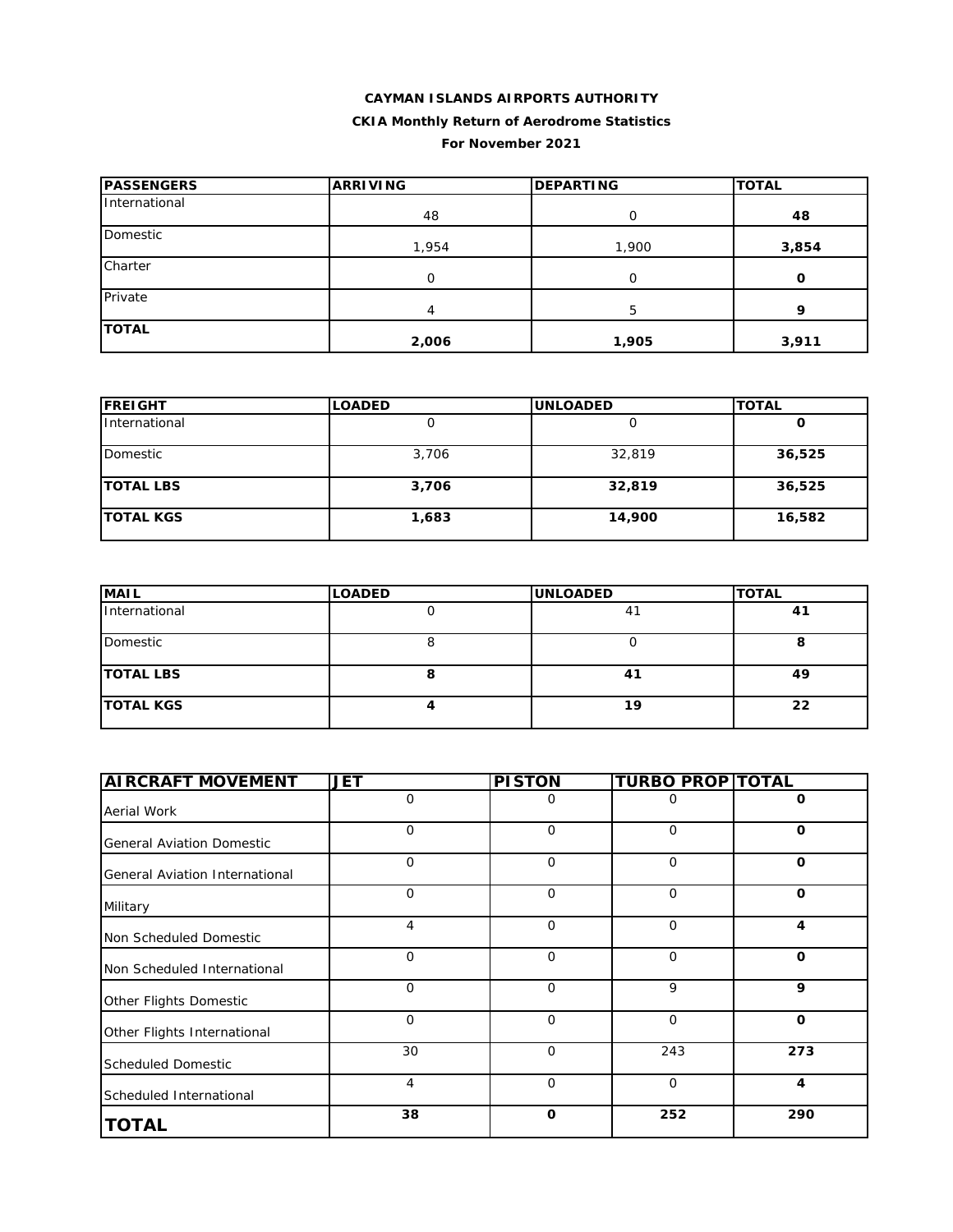**CAYMAN ISLANDS AIRPORTS AUTHORITY**

**CKIA Monthly Return of Aerodrome Statistics**

**For November 2021**

| PASSENGERS | ARRIVING | DEPARTING | TOTAL |
|---|---|---|---|
| International | 48 | 0 | **48** |
| Domestic | 1,954 | 1,900 | **3,854** |
| Charter | 0 | 0 | **0** |
| Private | 4 | 5 | **9** |
| **TOTAL** | **2,006** | **1,905** | **3,911** |

| FREIGHT | LOADED | UNLOADED | TOTAL |
|---|---|---|---|
| International | 0 | 0 | **0** |
| Domestic | 3,706 | 32,819 | **36,525** |
| **TOTAL LBS** | **3,706** | **32,819** | **36,525** |
| **TOTAL KGS** | **1,683** | **14,900** | **16,582** |

| MAIL | LOADED | UNLOADED | TOTAL |
|---|---|---|---|
| International | 0 | 41 | **41** |
| Domestic | 8 | 0 | **8** |
| **TOTAL LBS** | **8** | **41** | **49** |
| **TOTAL KGS** | **4** | **19** | **22** |

| AIRCRAFT MOVEMENT | JET | PISTON | TURBO PROP | TOTAL |
|---|---|---|---|---|
| Aerial Work | 0 | 0 | 0 | **0** |
| General Aviation Domestic | 0 | 0 | 0 | **0** |
| General Aviation International | 0 | 0 | 0 | **0** |
| Military | 0 | 0 | 0 | **0** |
| Non Scheduled Domestic | 4 | 0 | 0 | **4** |
| Non Scheduled International | 0 | 0 | 0 | **0** |
| Other Flights Domestic | 0 | 0 | 9 | **9** |
| Other Flights International | 0 | 0 | 0 | **0** |
| Scheduled Domestic | 30 | 0 | 243 | **273** |
| Scheduled International | 4 | 0 | 0 | **4** |
| **TOTAL** | **38** | **0** | **252** | **290** |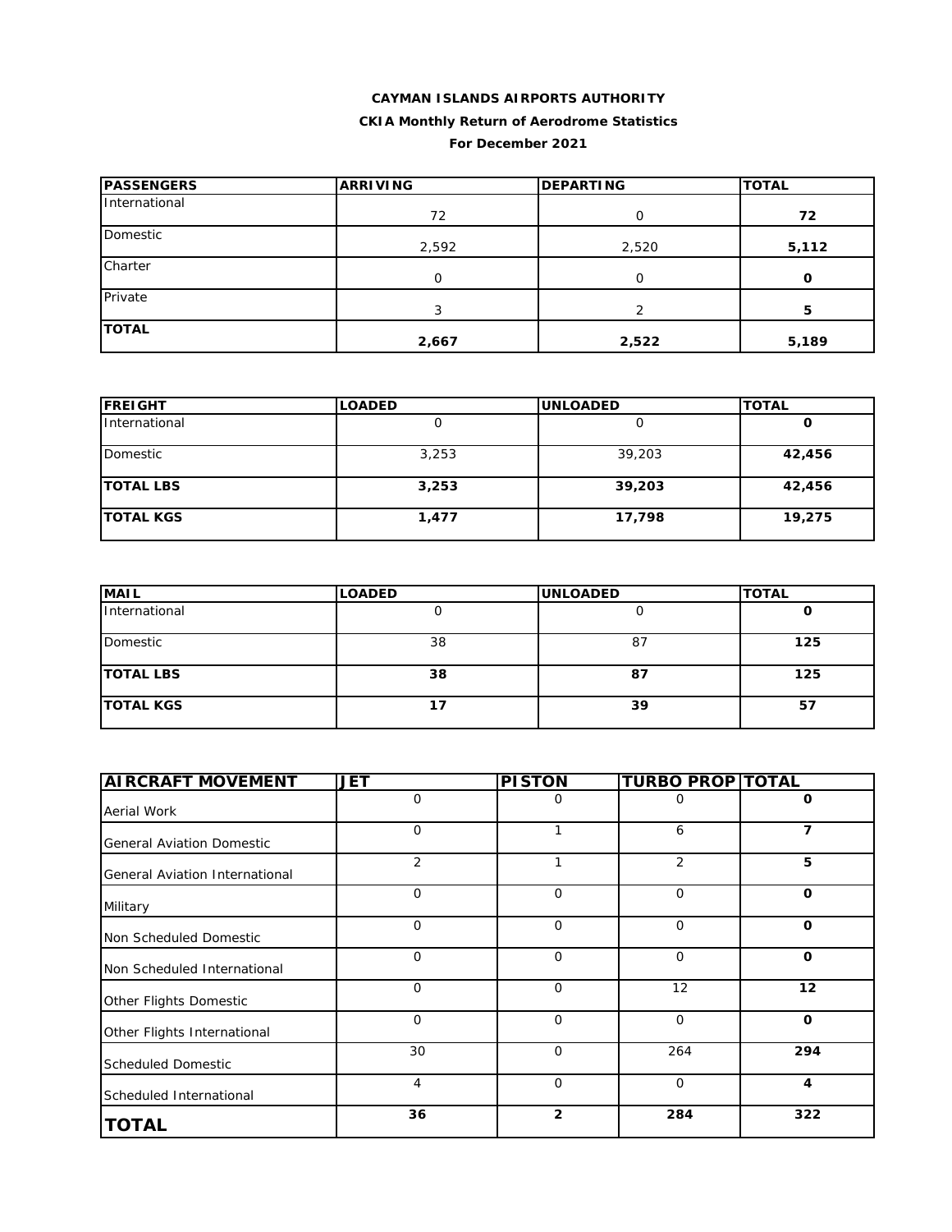**CAYMAN ISLANDS AIRPORTS AUTHORITY**

**CKIA Monthly Return of Aerodrome Statistics**

**For December 2021**

| PASSENGERS | ARRIVING | DEPARTING | TOTAL |
|---|---|---|---|
| International | 72 | 0 | **72** |
| Domestic | 2,592 | 2,520 | **5,112** |
| Charter | 0 | 0 | **0** |
| Private | 3 | 2 | **5** |
| **TOTAL** | **2,667** | **2,522** | **5,189** |

| FREIGHT | LOADED | UNLOADED | TOTAL |
|---|---|---|---|
| International | 0 | 0 | **0** |
| Domestic | 3,253 | 39,203 | **42,456** |
| **TOTAL LBS** | **3,253** | **39,203** | **42,456** |
| **TOTAL KGS** | **1,477** | **17,798** | **19,275** |

| MAIL | LOADED | UNLOADED | TOTAL |
|---|---|---|---|
| International | 0 | 0 | **0** |
| Domestic | 38 | 87 | **125** |
| **TOTAL LBS** | **38** | **87** | **125** |
| **TOTAL KGS** | **17** | **39** | **57** |

| AIRCRAFT MOVEMENT | JET | PISTON | TURBO PROP | TOTAL |
|---|---|---|---|---|
| Aerial Work | 0 | 0 | 0 | **0** |
| General Aviation Domestic | 0 | 1 | 6 | **7** |
| General Aviation International | 2 | 1 | 2 | **5** |
| Military | 0 | 0 | 0 | **0** |
| Non Scheduled Domestic | 0 | 0 | 0 | **0** |
| Non Scheduled International | 0 | 0 | 0 | **0** |
| Other Flights Domestic | 0 | 0 | 12 | **12** |
| Other Flights International | 0 | 0 | 0 | **0** |
| Scheduled Domestic | 30 | 0 | 264 | **294** |
| Scheduled International | 4 | 0 | 0 | **4** |
| **TOTAL** | **36** | **2** | **284** | **322** |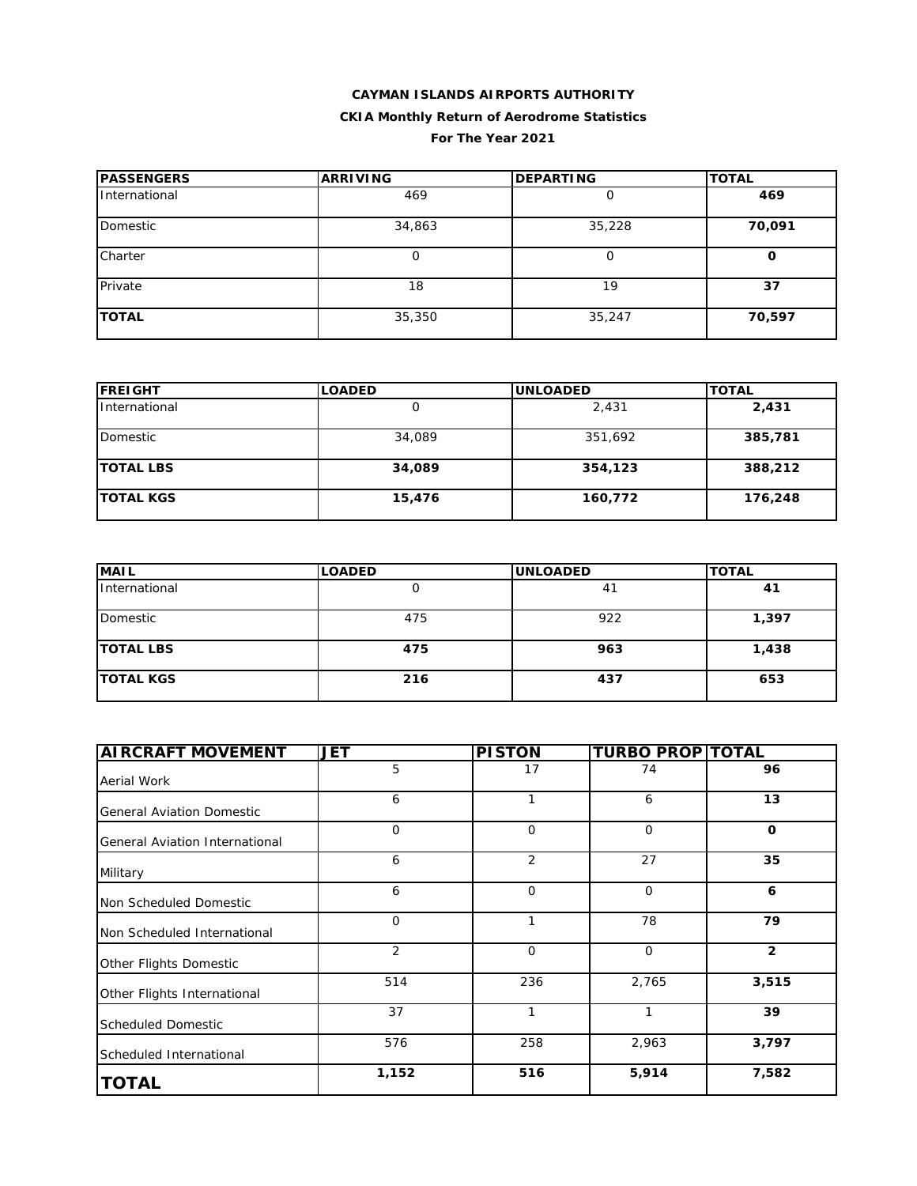**CAYMAN ISLANDS AIRPORTS AUTHORITY**

**CKIA Monthly Return of Aerodrome Statistics**

**For The Year 2021**

| PASSENGERS | ARRIVING | DEPARTING | TOTAL |
|---|---|---|---|
| International | 469 | 0 | **469** |
| Domestic | 34,863 | 35,228 | **70,091** |
| Charter | 0 | 0 | **0** |
| Private | 18 | 19 | **37** |
| **TOTAL** | 35,350 | 35,247 | **70,597** |

| FREIGHT | LOADED | UNLOADED | TOTAL |
|---|---|---|---|
| International | 0 | 2,431 | **2,431** |
| Domestic | 34,089 | 351,692 | **385,781** |
| **TOTAL LBS** | **34,089** | **354,123** | **388,212** |
| **TOTAL KGS** | **15,476** | **160,772** | **176,248** |

| MAIL | LOADED | UNLOADED | TOTAL |
|---|---|---|---|
| International | 0 | 41 | **41** |
| Domestic | 475 | 922 | **1,397** |
| **TOTAL LBS** | **475** | **963** | **1,438** |
| **TOTAL KGS** | **216** | **437** | **653** |

| AIRCRAFT MOVEMENT | JET | PISTON | TURBO PROP | TOTAL |
|---|---|---|---|---|
| Aerial Work | 5 | 17 | 74 | **96** |
| General Aviation Domestic | 6 | 1 | 6 | **13** |
| General Aviation International | 0 | 0 | 0 | **0** |
| Military | 6 | 2 | 27 | **35** |
| Non Scheduled Domestic | 6 | 0 | 0 | **6** |
| Non Scheduled International | 0 | 1 | 78 | **79** |
| Other Flights Domestic | 2 | 0 | 0 | **2** |
| Other Flights International | 514 | 236 | 2,765 | **3,515** |
| Scheduled Domestic | 37 | 1 | 1 | **39** |
| Scheduled International | 576 | 258 | 2,963 | **3,797** |
| **TOTAL** | **1,152** | **516** | **5,914** | **7,582** |